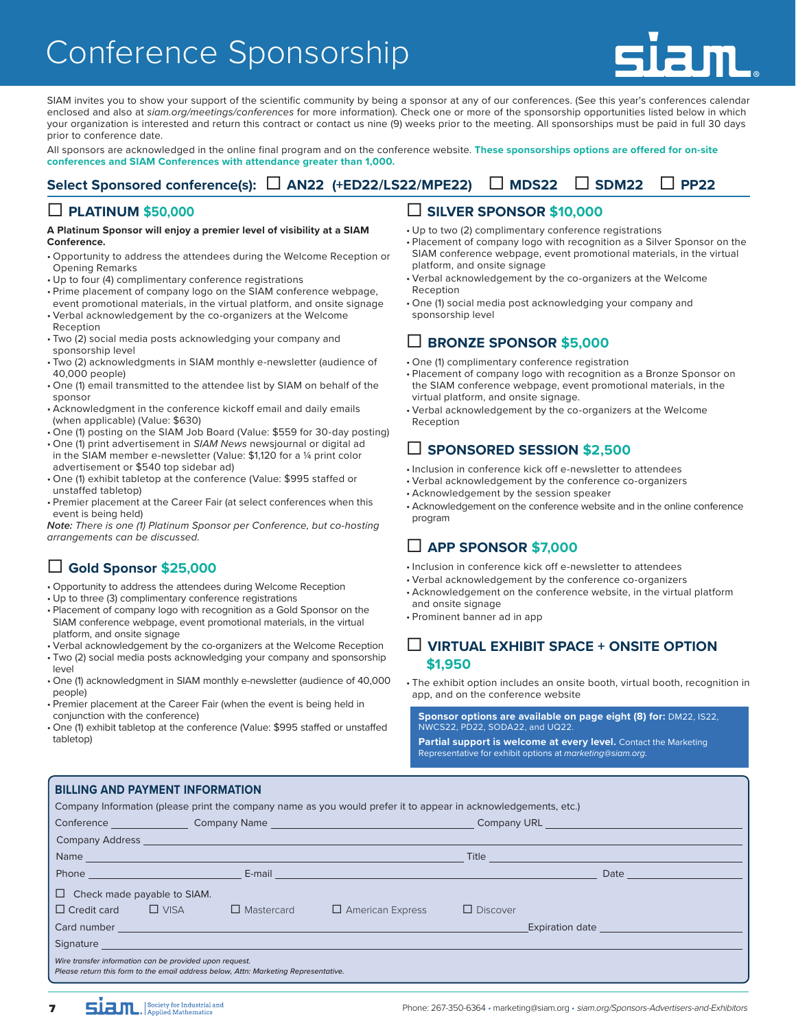# Conference Sponsorship

SIAM invites you to show your support of the scientific community by being a sponsor at any of our conferences. (See this year's conferences calendar enclosed and also at *siam.org/meetings/conferences* for more information). Check one or more of the sponsorship opportunities listed below in which your organization is interested and return this contract or contact us nine (9) weeks prior to the meeting. All sponsorships must be paid in full 30 days prior to conference date.

All sponsors are acknowledged in the online final program and on the conference website. **These sponsorships options are offered for on-site conferences and SIAM Conferences with attendance greater than 1,000.**

**Select Sponsored conference(s):** ☐ **AN22 (+ED22/LS22/MPE22)** ☐ **MDS22** ☐ **SDM22** ☐ **PP22**

## ☐ PLATINUM $50,000

**A Platinum Sponsor will enjoy a premier level of visibility at a SIAM Conference.**

- Opportunity to address the attendees during the Welcome Reception or Opening Remarks
- Up to four (4) complimentary conference registrations
- Prime placement of company logo on the SIAM conference webpage, event promotional materials, in the virtual platform, and onsite signage
- Verbal acknowledgement by the co-organizers at the Welcome Reception
- Two (2) social media posts acknowledging your company and sponsorship level
- Two (2) acknowledgments in SIAM monthly e-newsletter (audience of 40,000 people)
- One (1) email transmitted to the attendee list by SIAM on behalf of the sponsor
- Acknowledgment in the conference kickoff email and daily emails (when applicable) (Value: $630)
- One (1) posting on the SIAM Job Board (Value: $559 for 30-day posting)
- One (1) print advertisement in *SIAM News* newsjournal or digital ad in the SIAM member e-newsletter (Value: $1,120 for a ¼ print color advertisement or $540 top sidebar ad)
- One (1) exhibit tabletop at the conference (Value: $995 staffed or unstaffed tabletop)
- Premier placement at the Career Fair (at select conferences when this event is being held)

***Note:*** *There is one (1) Platinum Sponsor per Conference, but co-hosting arrangements can be discussed.*

## ☐ Gold Sponsor $25,000

- Opportunity to address the attendees during Welcome Reception
- Up to three (3) complimentary conference registrations
- Placement of company logo with recognition as a Gold Sponsor on the SIAM conference webpage, event promotional materials, in the virtual platform, and onsite signage
- Verbal acknowledgement by the co-organizers at the Welcome Reception
- Two (2) social media posts acknowledging your company and sponsorship level
- One (1) acknowledgment in SIAM monthly e-newsletter (audience of 40,000 people)
- Premier placement at the Career Fair (when the event is being held in conjunction with the conference)
- One (1) exhibit tabletop at the conference (Value: $995 staffed or unstaffed tabletop)

## ☐ SILVER SPONSOR $10,000

- Up to two (2) complimentary conference registrations
- Placement of company logo with recognition as a Silver Sponsor on the SIAM conference webpage, event promotional materials, in the virtual platform, and onsite signage
- Verbal acknowledgement by the co-organizers at the Welcome Reception
- One (1) social media post acknowledging your company and sponsorship level

## ☐ BRONZE SPONSOR $5,000

- One (1) complimentary conference registration
- Placement of company logo with recognition as a Bronze Sponsor on the SIAM conference webpage, event promotional materials, in the virtual platform, and onsite signage.
- Verbal acknowledgement by the co-organizers at the Welcome Reception

## ☐ SPONSORED SESSION $2,500

- Inclusion in conference kick off e-newsletter to attendees
- Verbal acknowledgement by the conference co-organizers
- Acknowledgement by the session speaker
- Acknowledgement on the conference website and in the online conference program

## ☐ APP SPONSOR $7,000

- Inclusion in conference kick off e-newsletter to attendees
- Verbal acknowledgement by the conference co-organizers
- Acknowledgement on the conference website, in the virtual platform and onsite signage
- Prominent banner ad in app

## ☐ VIRTUAL EXHIBIT SPACE + ONSITE OPTION $1,950

- The exhibit option includes an onsite booth, virtual booth, recognition in app, and on the conference website

**Sponsor options are available on page eight (8) for:** DM22, IS22, NWCS22, PD22, SODA22, and UQ22.

**Partial support is welcome at every level.** Contact the Marketing Representative for exhibit options at *marketing@siam.org.*

## BILLING AND PAYMENT INFORMATION

Company Information (please print the company name as you would prefer it to appear in acknowledgements, etc.)

Conference ____________ Company Name ______________________ Company URL ____________

Company Address ______________________________________________

Name ______________________________ Title ______________________

Phone ______________ E-mail ______________________________ Date ____________

☐ Check made payable to SIAM.

☐ Credit card ☐ VISA ☐ Mastercard ☐ American Express ☐ Discover

Card number ______________________________ Expiration date ____________

Signature ______________________________________________

*Wire transfer information can be provided upon request.*
*Please return this form to the email address below, Attn: Marketing Representative.*

Phone: 267-350-6364 • marketing@siam.org • *siam.org/Sponsors-Advertisers-and-Exhibitors*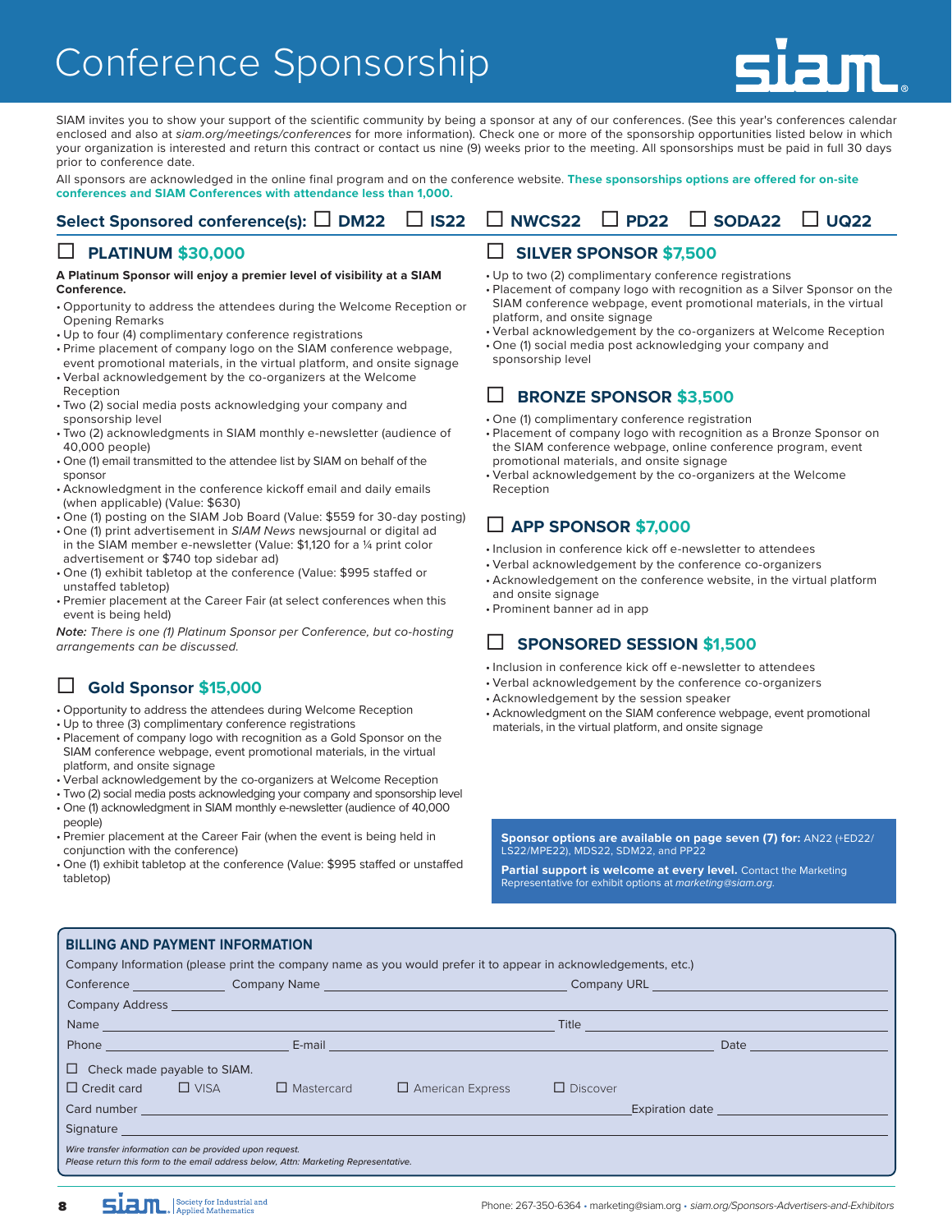# Conference Sponsorship

SIAM invites you to show your support of the scientific community by being a sponsor at any of our conferences. (See this year's conferences calendar enclosed and also at *siam.org/meetings/conferences* for more information). Check one or more of the sponsorship opportunities listed below in which your organization is interested and return this contract or contact us nine (9) weeks prior to the meeting. All sponsorships must be paid in full 30 days prior to conference date.

All sponsors are acknowledged in the online final program and on the conference website. **These sponsorships options are offered for on-site conferences and SIAM Conferences with attendance less than 1,000.**

**Select Sponsored conference(s):** ☐ DM22 ☐ IS22 ☐ NWCS22 ☐ PD22 ☐ SODA22 ☐ UQ22

## ☐ PLATINUM $30,000

**A Platinum Sponsor will enjoy a premier level of visibility at a SIAM Conference.**

- Opportunity to address the attendees during the Welcome Reception or Opening Remarks
- Up to four (4) complimentary conference registrations
- Prime placement of company logo on the SIAM conference webpage, event promotional materials, in the virtual platform, and onsite signage
- Verbal acknowledgement by the co-organizers at the Welcome Reception
- Two (2) social media posts acknowledging your company and sponsorship level
- Two (2) acknowledgments in SIAM monthly e-newsletter (audience of 40,000 people)
- One (1) email transmitted to the attendee list by SIAM on behalf of the sponsor
- Acknowledgment in the conference kickoff email and daily emails (when applicable) (Value: $630)
- One (1) posting on the SIAM Job Board (Value: $559 for 30-day posting)
- One (1) print advertisement in *SIAM News* newsjournal or digital ad in the SIAM member e-newsletter (Value: $1,120 for a ¼ print color advertisement or $740 top sidebar ad)
- One (1) exhibit tabletop at the conference (Value: $995 staffed or unstaffed tabletop)
- Premier placement at the Career Fair (at select conferences when this event is being held)

*Note: There is one (1) Platinum Sponsor per Conference, but co-hosting arrangements can be discussed.*

## ☐ Gold Sponsor $15,000

- Opportunity to address the attendees during Welcome Reception
- Up to three (3) complimentary conference registrations
- Placement of company logo with recognition as a Gold Sponsor on the SIAM conference webpage, event promotional materials, in the virtual platform, and onsite signage
- Verbal acknowledgement by the co-organizers at Welcome Reception
- Two (2) social media posts acknowledging your company and sponsorship level
- One (1) acknowledgment in SIAM monthly e-newsletter (audience of 40,000 people)
- Premier placement at the Career Fair (when the event is being held in conjunction with the conference)
- One (1) exhibit tabletop at the conference (Value: $995 staffed or unstaffed tabletop)

## ☐ SILVER SPONSOR $7,500

- Up to two (2) complimentary conference registrations
- Placement of company logo with recognition as a Silver Sponsor on the SIAM conference webpage, event promotional materials, in the virtual platform, and onsite signage
- Verbal acknowledgement by the co-organizers at Welcome Reception
- One (1) social media post acknowledging your company and sponsorship level

## ☐ BRONZE SPONSOR $3,500

- One (1) complimentary conference registration
- Placement of company logo with recognition as a Bronze Sponsor on the SIAM conference webpage, online conference program, event promotional materials, and onsite signage
- Verbal acknowledgement by the co-organizers at the Welcome Reception

## ☐ APP SPONSOR $7,000

- Inclusion in conference kick off e-newsletter to attendees
- Verbal acknowledgement by the conference co-organizers
- Acknowledgement on the conference website, in the virtual platform and onsite signage
- Prominent banner ad in app

## ☐ SPONSORED SESSION $1,500

- Inclusion in conference kick off e-newsletter to attendees
- Verbal acknowledgement by the conference co-organizers
- Acknowledgement by the session speaker
- Acknowledgment on the SIAM conference webpage, event promotional materials, in the virtual platform, and onsite signage

**Sponsor options are available on page seven (7) for:** AN22 (+ED22/LS22/MPE22), MDS22, SDM22, and PP22

**Partial support is welcome at every level.** Contact the Marketing Representative for exhibit options at *marketing@siam.org*.

## BILLING AND PAYMENT INFORMATION

Company Information (please print the company name as you would prefer it to appear in acknowledgements, etc.)

Conference ____________ Company Name ______________________________ Company URL ____________________

Company Address ____________________________________________________________

Name ______________________________________________ Title ______________________________

Phone ____________________ E-mail ______________________________________ Date ____________

☐ Check made payable to SIAM.

☐ Credit card ☐ VISA ☐ Mastercard ☐ American Express ☐ Discover

Card number ______________________________________________ Expiration date ____________________

Signature ____________________________________________________________

*Wire transfer information can be provided upon request.*
*Please return this form to the email address below, Attn: Marketing Representative.*

Phone: 267-350-6364 • marketing@siam.org • *siam.org/Sponsors-Advertisers-and-Exhibitors*